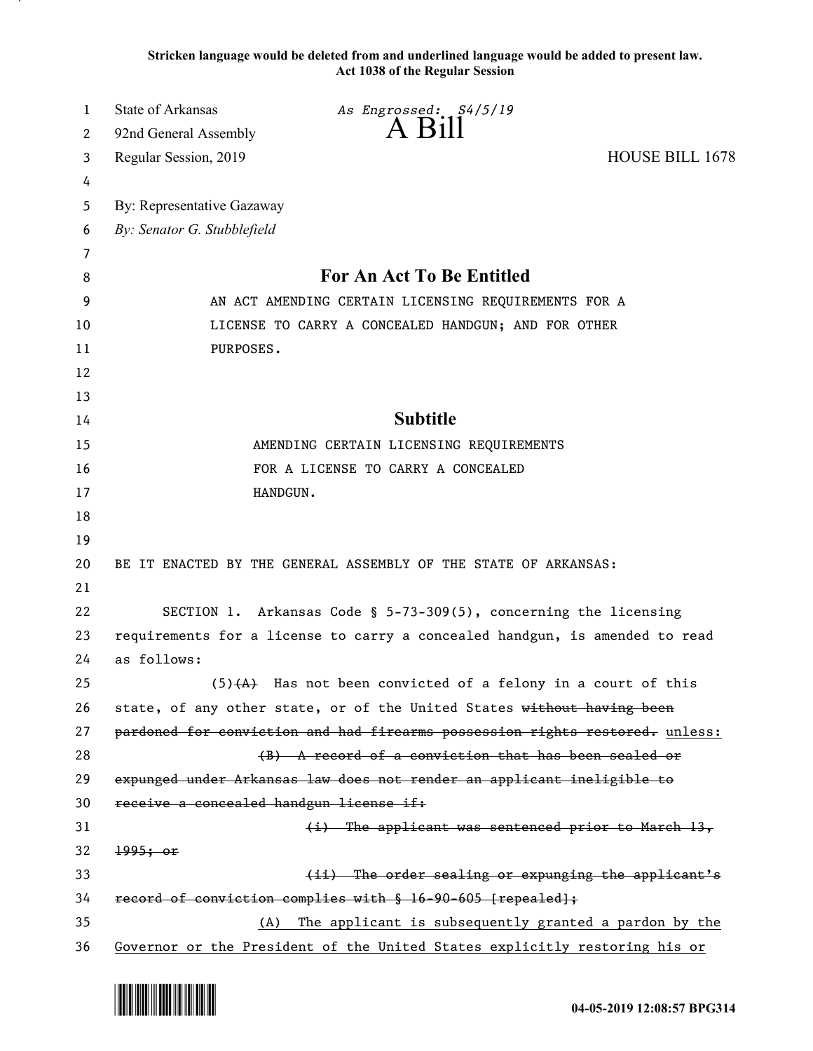**Stricken language would be deleted from and underlined language would be added to present law.**
**Act 1038 of the Regular Session**

State of Arkansas *As Engrossed: S4/5/19*
92nd General Assembly **A Bill**
Regular Session, 2019 HOUSE BILL 1678

By: Representative Gazaway
*By: Senator G. Stubblefield*

## For An Act To Be Entitled

AN ACT AMENDING CERTAIN LICENSING REQUIREMENTS FOR A LICENSE TO CARRY A CONCEALED HANDGUN; AND FOR OTHER PURPOSES.

## Subtitle

AMENDING CERTAIN LICENSING REQUIREMENTS FOR A LICENSE TO CARRY A CONCEALED HANDGUN.

BE IT ENACTED BY THE GENERAL ASSEMBLY OF THE STATE OF ARKANSAS:

SECTION 1. Arkansas Code § 5-73-309(5), concerning the licensing requirements for a license to carry a concealed handgun, is amended to read as follows:

(5)~~(A)~~ Has not been convicted of a felony in a court of this state, of any other state, or of the United States ~~without having been pardoned for conviction and had firearms possession rights restored.~~ <u>unless:</u>

~~(B) A record of a conviction that has been sealed or expunged under Arkansas law does not render an applicant ineligible to receive a concealed handgun license if:~~

~~(i) The applicant was sentenced prior to March 13, 1995; or~~

~~(ii) The order sealing or expunging the applicant's record of conviction complies with § 16-90-605 [repealed];~~

<u>(A) The applicant is subsequently granted a pardon by the Governor or the President of the United States explicitly restoring his or</u>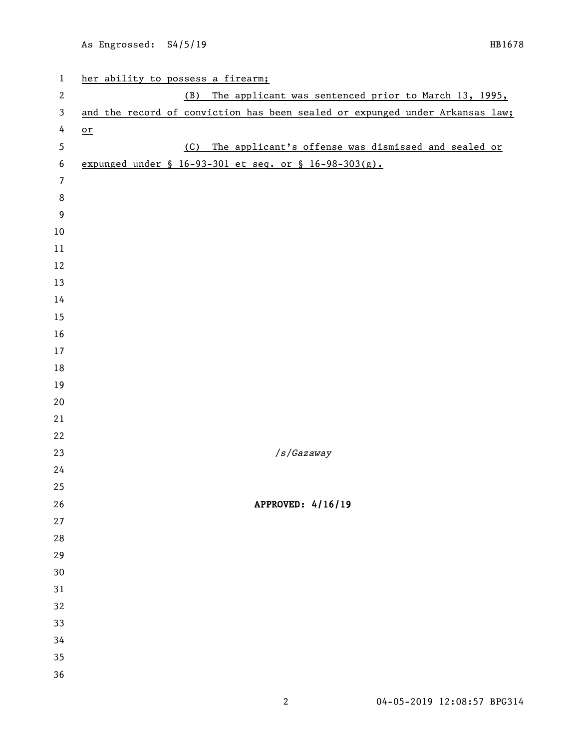her ability to possess a firearm;

(B) The applicant was sentenced prior to March 13, 1995, and the record of conviction has been sealed or expunged under Arkansas law; or

(C) The applicant's offense was dismissed and sealed or expunged under § 16-93-301 et seq. or § 16-98-303(g).

*/s/Gazaway*

**APPROVED: 4/16/19**